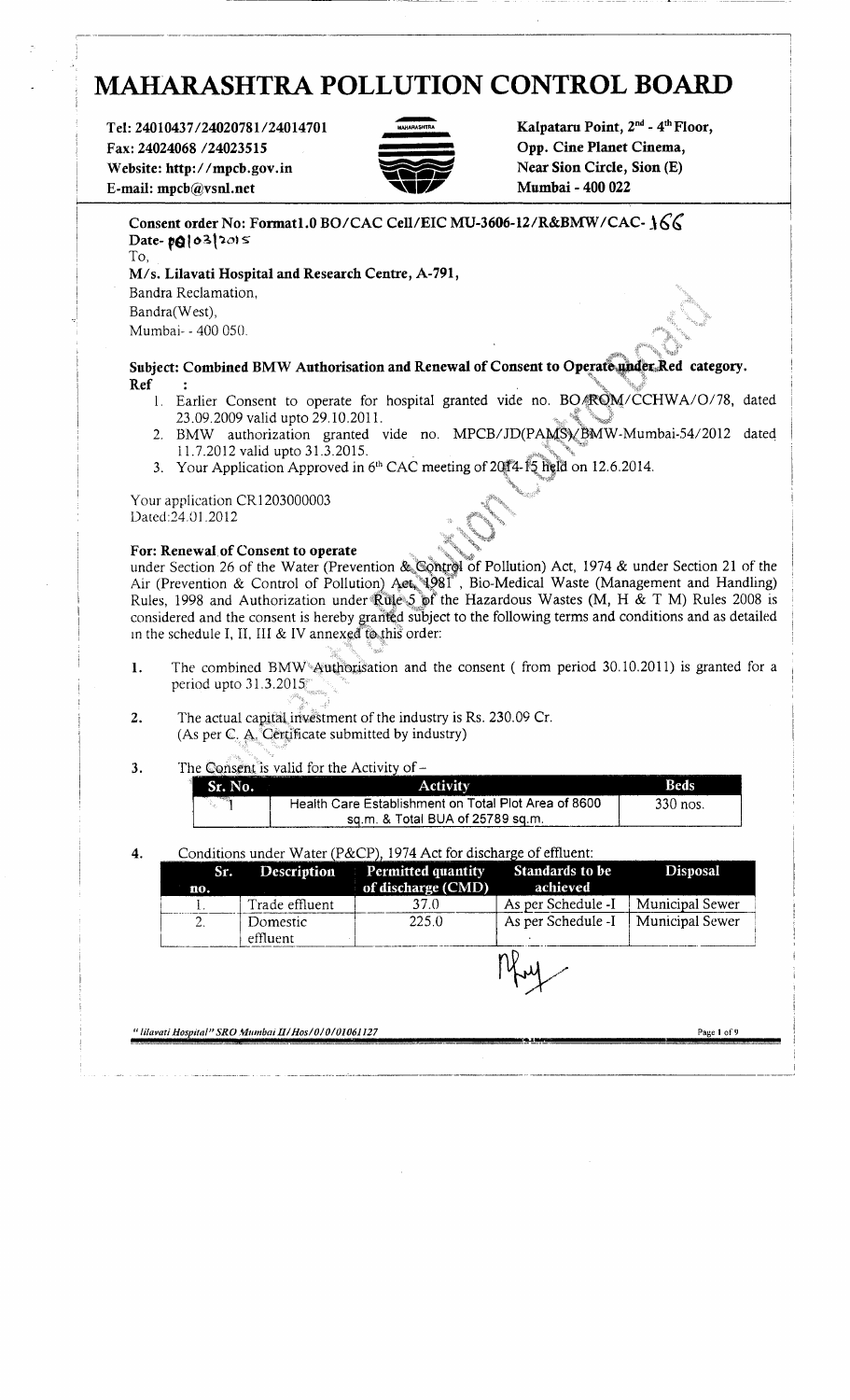# MAHARASHTRA POLLUTION CONTROL BOARD

**Tel: 24010437/24020781/24014701**
**Fax: 24024068 /24023515**
**Website: http://mpcb.gov.in**
**E-mail: mpcb@vsnl.net**

**Kalpataru Point, 2nd - 4th Floor,**
**Opp. Cine Planet Cinema,**
**Near Sion Circle, Sion (E)**
**Mumbai - 400 022**

**Consent order No: Format1.0 BO/CAC Cell/EIC MU-3606-12/R&BMW/CAC- 166**
**Date- 20/03/2015**

To,

**M/s. Lilavati Hospital and Research Centre, A-791,**
Bandra Reclamation,
Bandra(West),
Mumbai- - 400 050.

**Subject: Combined BMW Authorisation and Renewal of Consent to Operate under Red category.**

**Ref :**

1. Earlier Consent to operate for hospital granted vide no. BO/ROM/CCHWA/O/78, dated 23.09.2009 valid upto 29.10.2011.
2. BMW authorization granted vide no. MPCB/JD(PAMS)/BMW-Mumbai-54/2012 dated 11.7.2012 valid upto 31.3.2015.
3. Your Application Approved in 6th CAC meeting of 2014-15 held on 12.6.2014.

Your application CR1203000003
Dated:24.01.2012

**For: Renewal of Consent to operate**

under Section 26 of the Water (Prevention & Control of Pollution) Act, 1974 & under Section 21 of the Air (Prevention & Control of Pollution) Act, 1981, Bio-Medical Waste (Management and Handling) Rules, 1998 and Authorization under Rule 5 of the Hazardous Wastes (M, H & T M) Rules 2008 is considered and the consent is hereby granted subject to the following terms and conditions and as detailed in the schedule I, II, III & IV annexed to this order:

1. The combined BMW Authorisation and the consent ( from period 30.10.2011) is granted for a period upto 31.3.2015
2. The actual capital investment of the industry is Rs. 230.09 Cr. (As per C. A. Certificate submitted by industry)
3. The Consent is valid for the Activity of –

| Sr. No. | Activity | Beds |
|---|---|---|
| 1 | Health Care Establishment on Total Plot Area of 8600 sq.m. & Total BUA of 25789 sq.m. | 330 nos. |

4. Conditions under Water (P&CP), 1974 Act for discharge of effluent:

| Sr. no. | Description | Permitted quantity of discharge (CMD) | Standards to be achieved | Disposal |
|---|---|---|---|---|
| 1. | Trade effluent | 37.0 | As per Schedule -I | Municipal Sewer |
| 2. | Domestic effluent | 225.0 | As per Schedule -I | Municipal Sewer |

*" lilavati Hospital" SRO Mumbai II/Hos/0/0/01061127*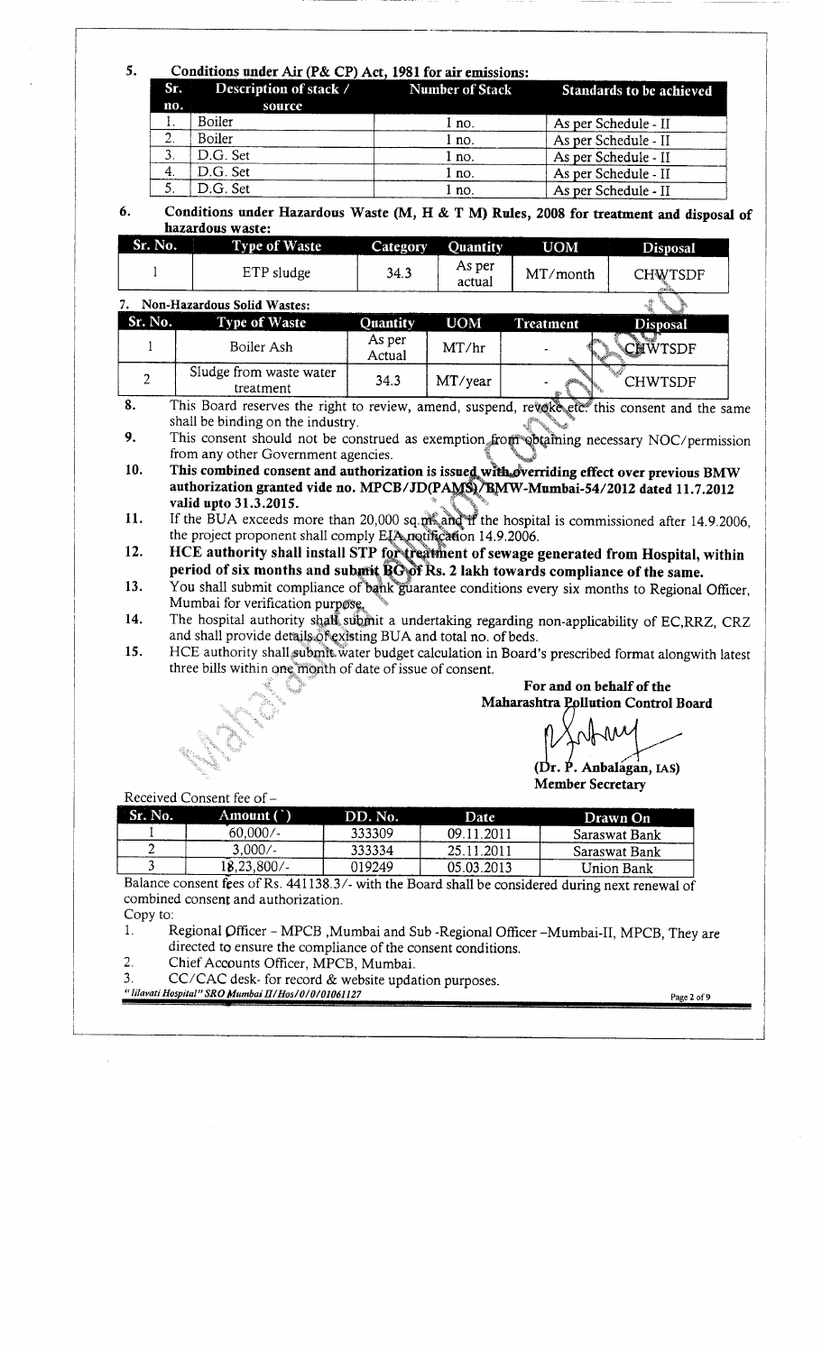5. **Conditions under Air (P& CP) Act, 1981 for air emissions:**

| Sr. no. | Description of stack / source | Number of Stack | Standards to be achieved |
|---|---|---|---|
| 1. | Boiler | 1 no. | As per Schedule - II |
| 2. | Boiler | 1 no. | As per Schedule - II |
| 3. | D.G. Set | 1 no. | As per Schedule - II |
| 4. | D.G. Set | 1 no. | As per Schedule - II |
| 5. | D.G. Set | 1 no. | As per Schedule - II |

6. **Conditions under Hazardous Waste (M, H & T M) Rules, 2008 for treatment and disposal of hazardous waste:**

| Sr. No. | Type of Waste | Category | Quantity | UOM | Disposal |
|---|---|---|---|---|---|
| 1 | ETP sludge | 34.3 | As per actual | MT/month | CHWTSDF |

7. **Non-Hazardous Solid Wastes:**

| Sr. No. | Type of Waste | Quantity | UOM | Treatment | Disposal |
|---|---|---|---|---|---|
| 1 | Boiler Ash | As per Actual | MT/hr | - | CHWTSDF |
| 2 | Sludge from waste water treatment | 34.3 | MT/year | - | CHWTSDF |

8. This Board reserves the right to review, amend, suspend, revoke etc. this consent and the same shall be binding on the industry.
9. This consent should not be construed as exemption from obtaining necessary NOC/permission from any other Government agencies.
10. **This combined consent and authorization is issued with overriding effect over previous BMW authorization granted vide no. MPCB/JD(PAMS)/BMW-Mumbai-54/2012 dated 11.7.2012 valid upto 31.3.2015.**
11. If the BUA exceeds more than 20,000 sq.mt. and if the hospital is commissioned after 14.9.2006, the project proponent shall comply EIA notification 14.9.2006.
12. **HCE authority shall install STP for treatment of sewage generated from Hospital, within period of six months and submit BG of Rs. 2 lakh towards compliance of the same.**
13. You shall submit compliance of bank guarantee conditions every six months to Regional Officer, Mumbai for verification purpose.
14. The hospital authority shall submit a undertaking regarding non-applicability of EC,RRZ, CRZ and shall provide details of existing BUA and total no. of beds.
15. HCE authority shall submit water budget calculation in Board's prescribed format alongwith latest three bills within one month of date of issue of consent.

**For and on behalf of the**
**Maharashtra Pollution Control Board**

**(Dr. P. Anbalagan, IAS)**
**Member Secretary**

Received Consent fee of –

| Sr. No. | Amount (`) | DD. No. | Date | Drawn On |
|---|---|---|---|---|
| 1 | 60,000/- | 333309 | 09.11.2011 | Saraswat Bank |
| 2 | 3,000/- | 333334 | 25.11.2011 | Saraswat Bank |
| 3 | 18,23,800/- | 019249 | 05.03.2013 | Union Bank |

Balance consent fees of Rs. 441138.3/- with the Board shall be considered during next renewal of combined consent and authorization.

Copy to:

1. Regional Officer – MPCB ,Mumbai and Sub -Regional Officer –Mumbai-II, MPCB, They are directed to ensure the compliance of the consent conditions.
2. Chief Accounts Officer, MPCB, Mumbai.
3. CC/CAC desk- for record & website updation purposes.

*" lilavati Hospital" SRO Mumbai II/Hos/0/0/01061127*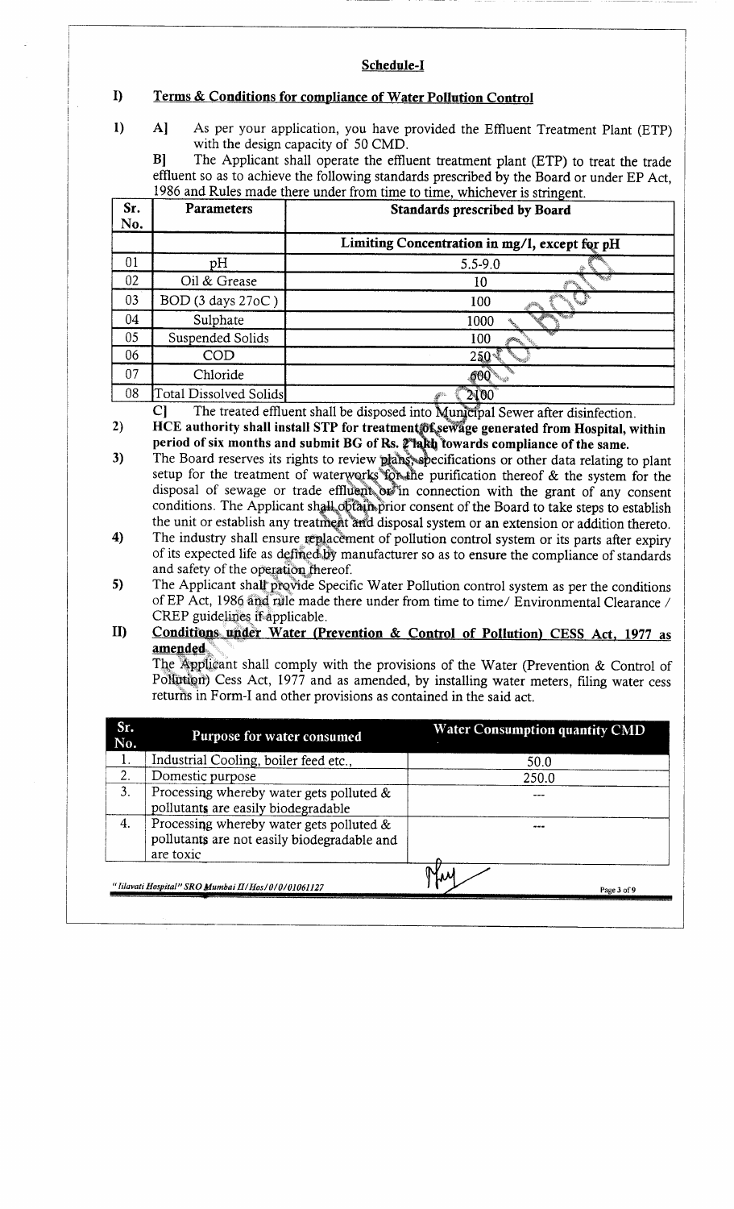## Schedule-I

### I) Terms & Conditions for compliance of Water Pollution Control

1) A] As per your application, you have provided the Effluent Treatment Plant (ETP) with the design capacity of 50 CMD.

B] The Applicant shall operate the effluent treatment plant (ETP) to treat the trade effluent so as to achieve the following standards prescribed by the Board or under EP Act, 1986 and Rules made there under from time to time, whichever is stringent.

| Sr. No. | Parameters | Standards prescribed by Board |
|---|---|---|
| | | **Limiting Concentration in mg/l, except for pH** |
| 01 | pH | 5.5-9.0 |
| 02 | Oil & Grease | 10 |
| 03 | BOD (3 days 27oC) | 100 |
| 04 | Sulphate | 1000 |
| 05 | Suspended Solids | 100 |
| 06 | COD | 250 |
| 07 | Chloride | 600 |
| 08 | Total Dissolved Solids | 2100 |

C] The treated effluent shall be disposed into Municipal Sewer after disinfection.

2) **HCE authority shall install STP for treatment of sewage generated from Hospital, within period of six months and submit BG of Rs. 2 lakh towards compliance of the same.**

3) The Board reserves its rights to review plans, specifications or other data relating to plant setup for the treatment of waterworks for the purification thereof & the system for the disposal of sewage or trade effluent or in connection with the grant of any consent conditions. The Applicant shall obtain prior consent of the Board to take steps to establish the unit or establish any treatment and disposal system or an extension or addition thereto.

4) The industry shall ensure replacement of pollution control system or its parts after expiry of its expected life as defined by manufacturer so as to ensure the compliance of standards and safety of the operation thereof.

5) The Applicant shall provide Specific Water Pollution control system as per the conditions of EP Act, 1986 and rule made there under from time to time/ Environmental Clearance / CREP guidelines if applicable.

### II) Conditions under Water (Prevention & Control of Pollution) CESS Act, 1977 as amended

The Applicant shall comply with the provisions of the Water (Prevention & Control of Pollution) Cess Act, 1977 and as amended, by installing water meters, filing water cess returns in Form-I and other provisions as contained in the said act.

| Sr. No. | Purpose for water consumed | Water Consumption quantity CMD |
|---|---|---|
| 1. | Industrial Cooling, boiler feed etc., | 50.0 |
| 2. | Domestic purpose | 250.0 |
| 3. | Processing whereby water gets polluted & pollutants are easily biodegradable | --- |
| 4. | Processing whereby water gets polluted & pollutants are not easily biodegradable and are toxic | --- |

*"lilavati Hospital" SRO Mumbai II/Hos/0/0/01061127*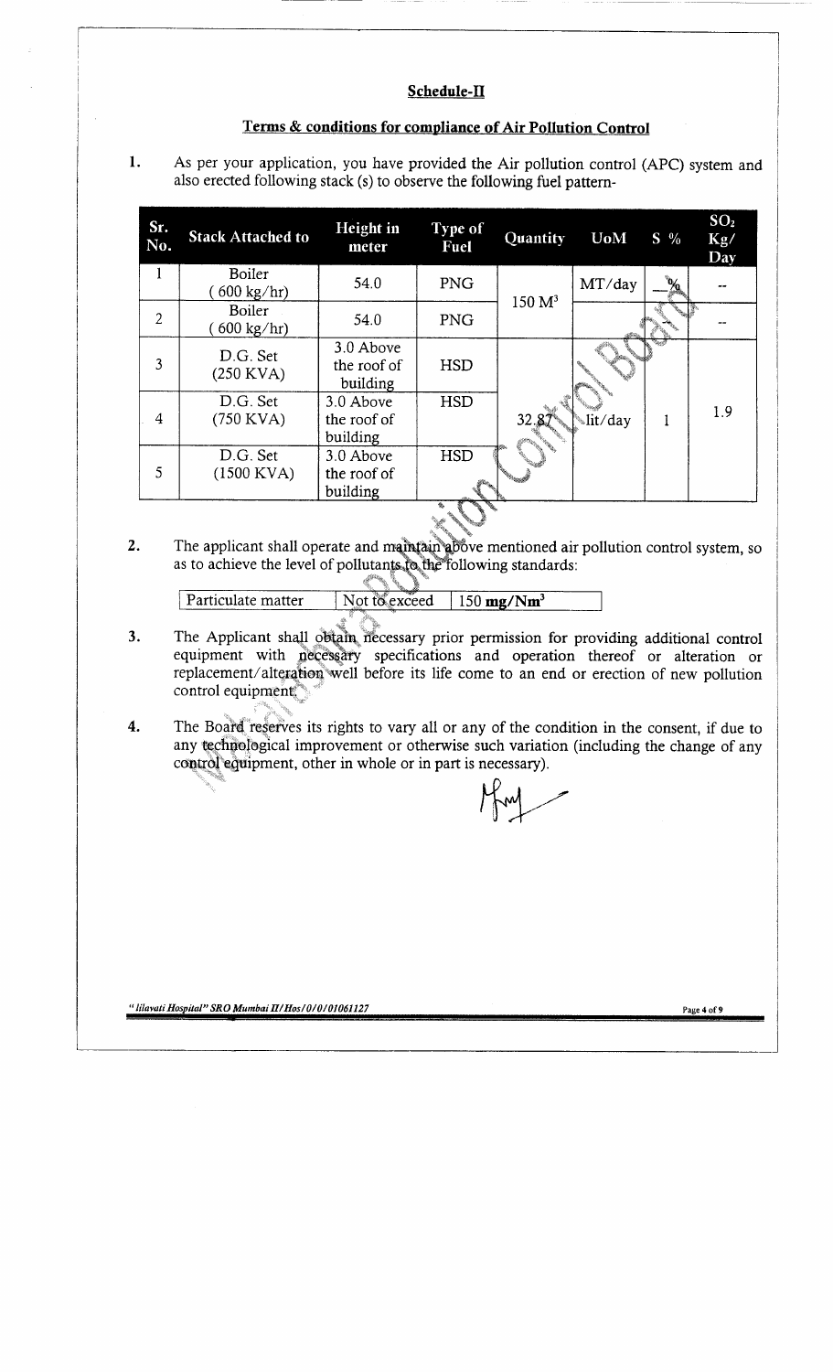## Schedule-II

### Terms & conditions for compliance of Air Pollution Control

1. As per your application, you have provided the Air pollution control (APC) system and also erected following stack (s) to observe the following fuel pattern-

| Sr. No. | Stack Attached to | Height in meter | Type of Fuel | Quantity | UoM | S % | $SO_2$ Kg/ Day |
|---|---|---|---|---|---|---|---|
| 1 | Boiler ( 600 kg/hr) | 54.0 | PNG | 150 $M^3$ | MT/day | --% | -- |
| 2 | Boiler ( 600 kg/hr) | 54.0 | PNG | | | | -- |
| 3 | D.G. Set (250 KVA) | 3.0 Above the roof of building | HSD | 32.87 | lit/day | 1 | 1.9 |
| 4 | D.G. Set (750 KVA) | 3.0 Above the roof of building | HSD | | | | |
| 5 | D.G. Set (1500 KVA) | 3.0 Above the roof of building | HSD | | | | |

2. The applicant shall operate and maintain above mentioned air pollution control system, so as to achieve the level of pollutants to the following standards:

| Particulate matter | Not to exceed | 150 **mg/Nm$^3$** |
|---|---|---|

3. The Applicant shall obtain necessary prior permission for providing additional control equipment with necessary specifications and operation thereof or alteration or replacement/alteration well before its life come to an end or erection of new pollution control equipment.

4. The Board reserves its rights to vary all or any of the condition in the consent, if due to any technological improvement or otherwise such variation (including the change of any control equipment, other in whole or in part is necessary).

*" lilavati Hospital" SRO Mumbai II/Hos/0/0/01061127*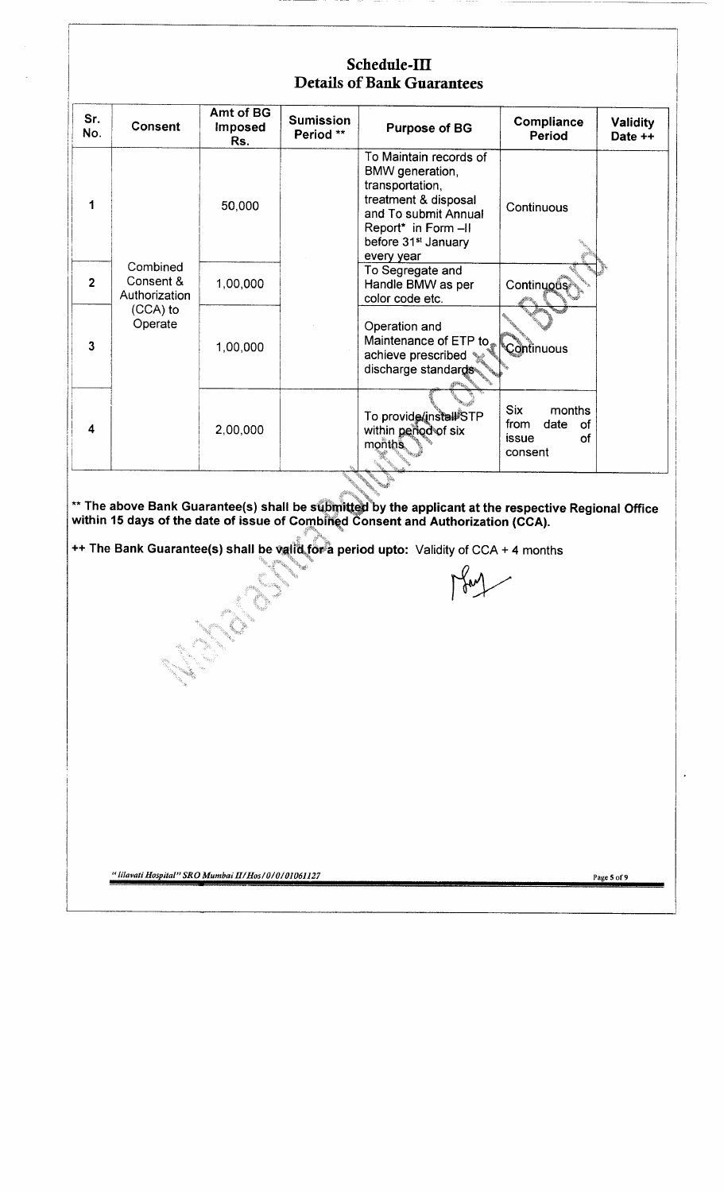# Schedule-III
## Details of Bank Guarantees

| Sr. No. | Consent | Amt of BG Imposed Rs. | Sumission Period ** | Purpose of BG | Compliance Period | Validity Date ++ |
|---|---|---|---|---|---|---|
| 1 | Combined Consent & Authorization (CCA) to Operate | 50,000 | | To Maintain records of BMW generation, transportation, treatment & disposal and To submit Annual Report* in Form –II before 31st January every year | Continuous | |
| 2 | | 1,00,000 | | To Segregate and Handle BMW as per color code etc. | Continuous | |
| 3 | | 1,00,000 | | Operation and Maintenance of ETP to achieve prescribed discharge standards | Continuous | |
| 4 | | 2,00,000 | | To provide/install STP within period of six months | Six months from date of issue of consent | |

**** The above Bank Guarantee(s) shall be submitted by the applicant at the respective Regional Office within 15 days of the date of issue of Combined Consent and Authorization (CCA).**

**++ The Bank Guarantee(s) shall be valid for a period upto:** Validity of CCA + 4 months

*"lilavati Hospital" SRO Mumbai II/Hos/0/0/01061127*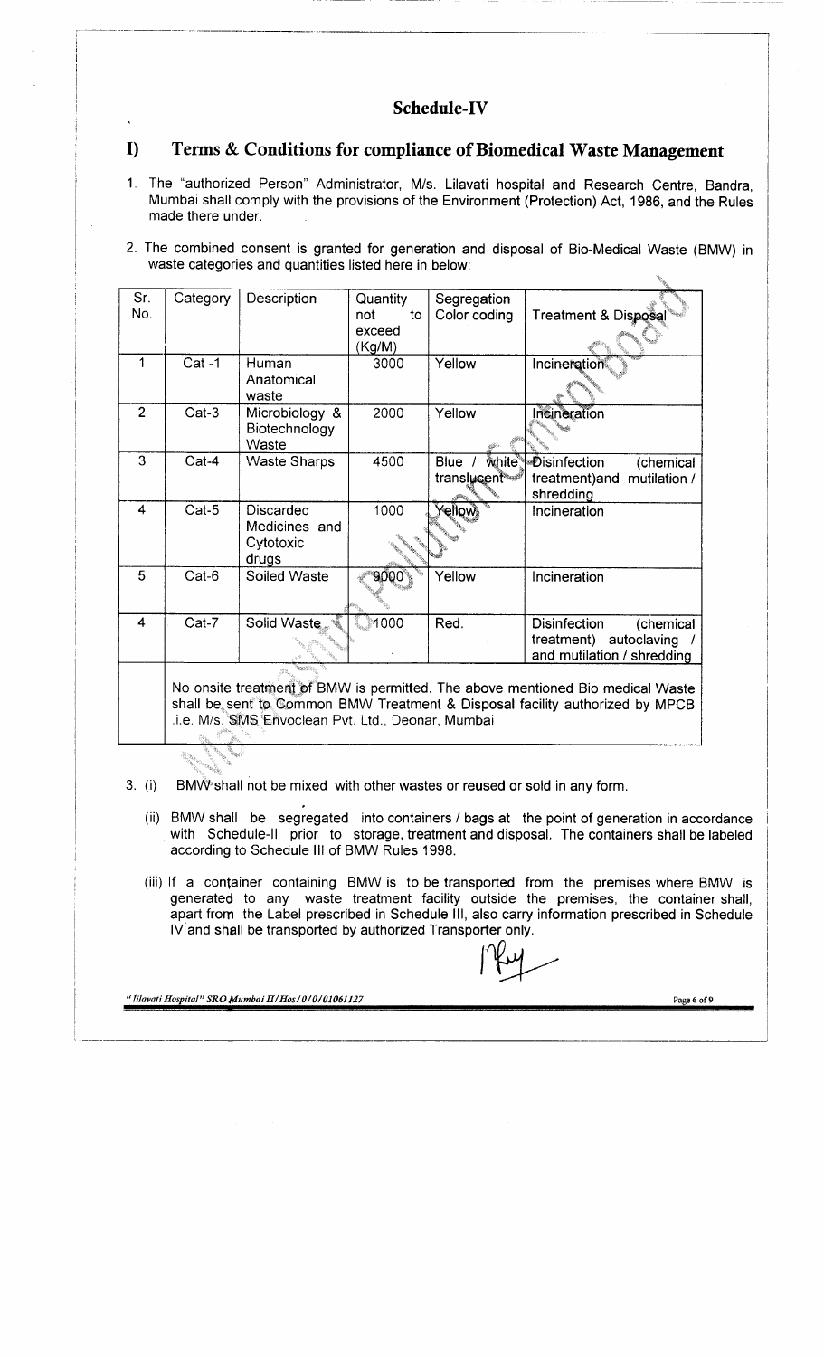# Schedule-IV

## I) Terms & Conditions for compliance of Biomedical Waste Management

1. The "authorized Person" Administrator, M/s. Lilavati hospital and Research Centre, Bandra, Mumbai shall comply with the provisions of the Environment (Protection) Act, 1986, and the Rules made there under.

2. The combined consent is granted for generation and disposal of Bio-Medical Waste (BMW) in waste categories and quantities listed here in below:

| Sr. No. | Category | Description | Quantity not to exceed (Kg/M) | Segregation Color coding | Treatment & Disposal |
|---|---|---|---|---|---|
| 1 | Cat -1 | Human Anatomical waste | 3000 | Yellow | Incineration |
| 2 | Cat-3 | Microbiology & Biotechnology Waste | 2000 | Yellow | Incineration |
| 3 | Cat-4 | Waste Sharps | 4500 | Blue / white translucent | Disinfection (chemical treatment)and mutilation / shredding |
| 4 | Cat-5 | Discarded Medicines and Cytotoxic drugs | 1000 | Yellow | Incineration |
| 5 | Cat-6 | Soiled Waste | 9000 | Yellow | Incineration |
| 4 | Cat-7 | Solid Waste | 1000 | Red. | Disinfection (chemical treatment) autoclaving / and mutilation / shredding |
| | No onsite treatment of BMW is permitted. The above mentioned Bio medical Waste shall be sent to Common BMW Treatment & Disposal facility authorized by MPCB .i.e. M/s. SMS Envoclean Pvt. Ltd., Deonar, Mumbai | | | | |

3. (i) BMW shall not be mixed with other wastes or reused or sold in any form.

   (ii) BMW shall be segregated into containers / bags at the point of generation in accordance with Schedule-II prior to storage, treatment and disposal. The containers shall be labeled according to Schedule III of BMW Rules 1998.

   (iii) If a container containing BMW is to be transported from the premises where BMW is generated to any waste treatment facility outside the premises, the container shall, apart from the Label prescribed in Schedule III, also carry information prescribed in Schedule IV and shall be transported by authorized Transporter only.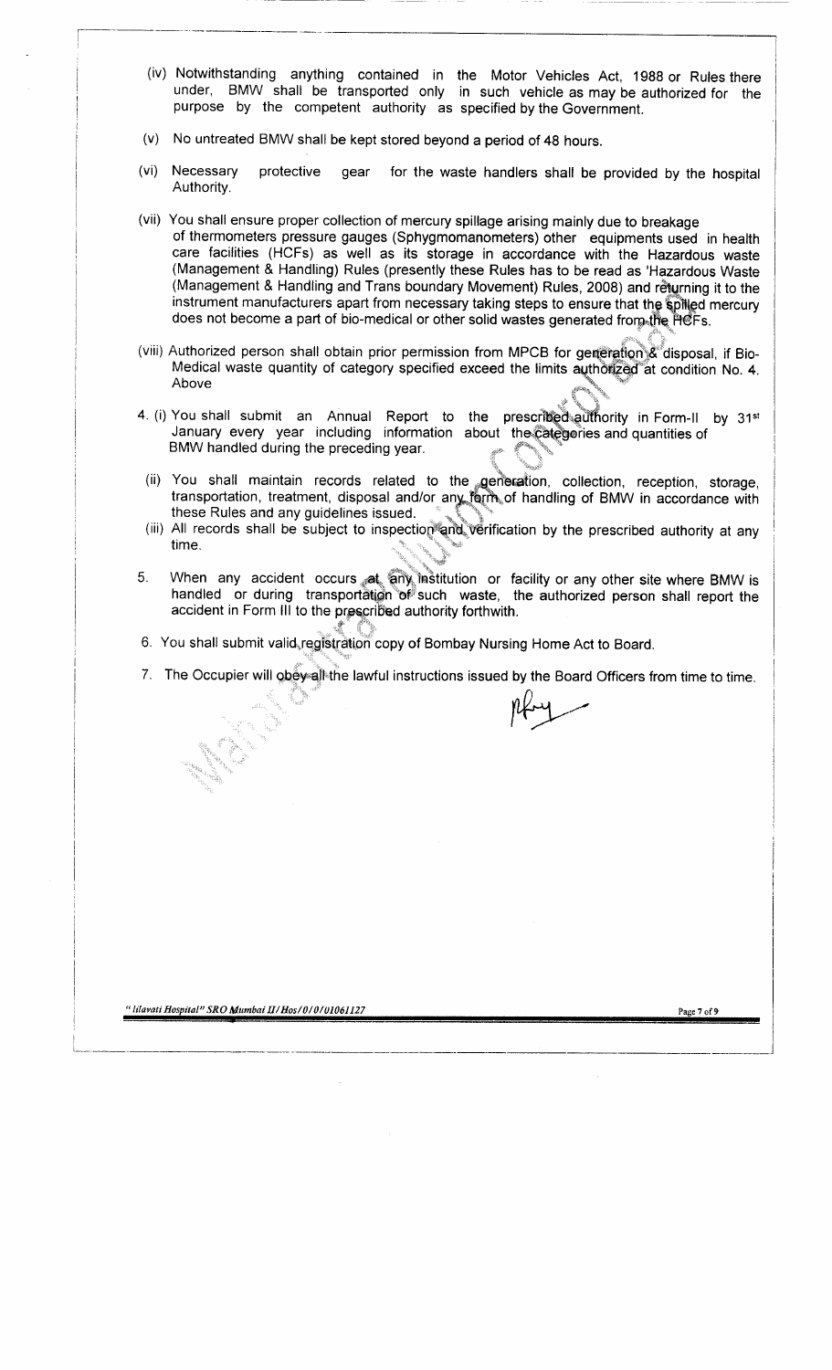(iv) Notwithstanding anything contained in the Motor Vehicles Act, 1988 or Rules there under, BMW shall be transported only in such vehicle as may be authorized for the purpose by the competent authority as specified by the Government.

(v) No untreated BMW shall be kept stored beyond a period of 48 hours.

(vi) Necessary protective gear for the waste handlers shall be provided by the hospital Authority.

(vii) You shall ensure proper collection of mercury spillage arising mainly due to breakage of thermometers pressure gauges (Sphygmomanometers) other equipments used in health care facilities (HCFs) as well as its storage in accordance with the Hazardous waste (Management & Handling) Rules (presently these Rules has to be read as 'Hazardous Waste (Management & Handling and Trans boundary Movement) Rules, 2008) and returning it to the instrument manufacturers apart from necessary taking steps to ensure that the spilled mercury does not become a part of bio-medical or other solid wastes generated from the HCFs.

(viii) Authorized person shall obtain prior permission from MPCB for generation & disposal, if Bio-Medical waste quantity of category specified exceed the limits authorized at condition No. 4. Above

4. (i) You shall submit an Annual Report to the prescribed authority in Form-II by 31st January every year including information about the categories and quantities of BMW handled during the preceding year.

(ii) You shall maintain records related to the generation, collection, reception, storage, transportation, treatment, disposal and/or any form of handling of BMW in accordance with these Rules and any guidelines issued.

(iii) All records shall be subject to inspection and verification by the prescribed authority at any time.

5. When any accident occurs at any institution or facility or any other site where BMW is handled or during transportation of such waste, the authorized person shall report the accident in Form III to the prescribed authority forthwith.

6. You shall submit valid registration copy of Bombay Nursing Home Act to Board.

7. The Occupier will obey all the lawful instructions issued by the Board Officers from time to time.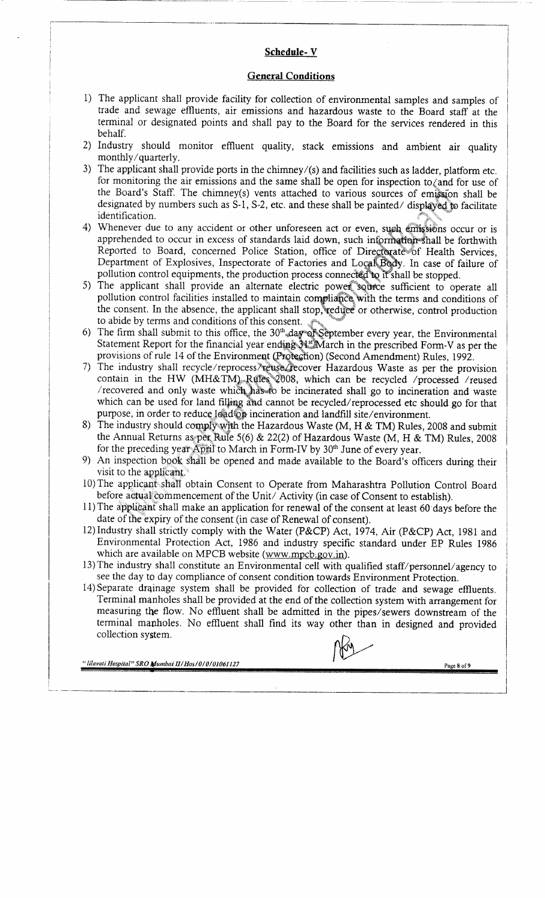## Schedule- V

### General Conditions

1) The applicant shall provide facility for collection of environmental samples and samples of trade and sewage effluents, air emissions and hazardous waste to the Board staff at the terminal or designated points and shall pay to the Board for the services rendered in this behalf.
2) Industry should monitor effluent quality, stack emissions and ambient air quality monthly/quarterly.
3) The applicant shall provide ports in the chimney/(s) and facilities such as ladder, platform etc. for monitoring the air emissions and the same shall be open for inspection to/and for use of the Board's Staff. The chimney(s) vents attached to various sources of emission shall be designated by numbers such as S-1, S-2, etc. and these shall be painted/ displayed to facilitate identification.
4) Whenever due to any accident or other unforeseen act or even, such emissions occur or is apprehended to occur in excess of standards laid down, such information shall be forthwith Reported to Board, concerned Police Station, office of Directorate of Health Services, Department of Explosives, Inspectorate of Factories and Local Body. In case of failure of pollution control equipments, the production process connected to it shall be stopped.
5) The applicant shall provide an alternate electric power source sufficient to operate all pollution control facilities installed to maintain compliance with the terms and conditions of the consent. In the absence, the applicant shall stop, reduce or otherwise, control production to abide by terms and conditions of this consent.
6) The firm shall submit to this office, the 30th day of September every year, the Environmental Statement Report for the financial year ending 31st March in the prescribed Form-V as per the provisions of rule 14 of the Environment (Protection) (Second Amendment) Rules, 1992.
7) The industry shall recycle/reprocess/reuse/recover Hazardous Waste as per the provision contain in the HW (MH&TM) Rules 2008, which can be recycled /processed /reused /recovered and only waste which has to be incinerated shall go to incineration and waste which can be used for land filling and cannot be recycled/reprocessed etc should go for that purpose, in order to reduce load on incineration and landfill site/environment.
8) The industry should comply with the Hazardous Waste (M, H & TM) Rules, 2008 and submit the Annual Returns as per Rule 5(6) & 22(2) of Hazardous Waste (M, H & TM) Rules, 2008 for the preceding year April to March in Form-IV by 30th June of every year.
9) An inspection book shall be opened and made available to the Board's officers during their visit to the applicant.
10) The applicant shall obtain Consent to Operate from Maharashtra Pollution Control Board before actual commencement of the Unit/ Activity (in case of Consent to establish).
11) The applicant shall make an application for renewal of the consent at least 60 days before the date of the expiry of the consent (in case of Renewal of consent).
12) Industry shall strictly comply with the Water (P&CP) Act, 1974, Air (P&CP) Act, 1981 and Environmental Protection Act, 1986 and industry specific standard under EP Rules 1986 which are available on MPCB website (www.mpcb.gov.in).
13) The industry shall constitute an Environmental cell with qualified staff/personnel/agency to see the day to day compliance of consent condition towards Environment Protection.
14) Separate drainage system shall be provided for collection of trade and sewage effluents. Terminal manholes shall be provided at the end of the collection system with arrangement for measuring the flow. No effluent shall be admitted in the pipes/sewers downstream of the terminal manholes. No effluent shall find its way other than in designed and provided collection system.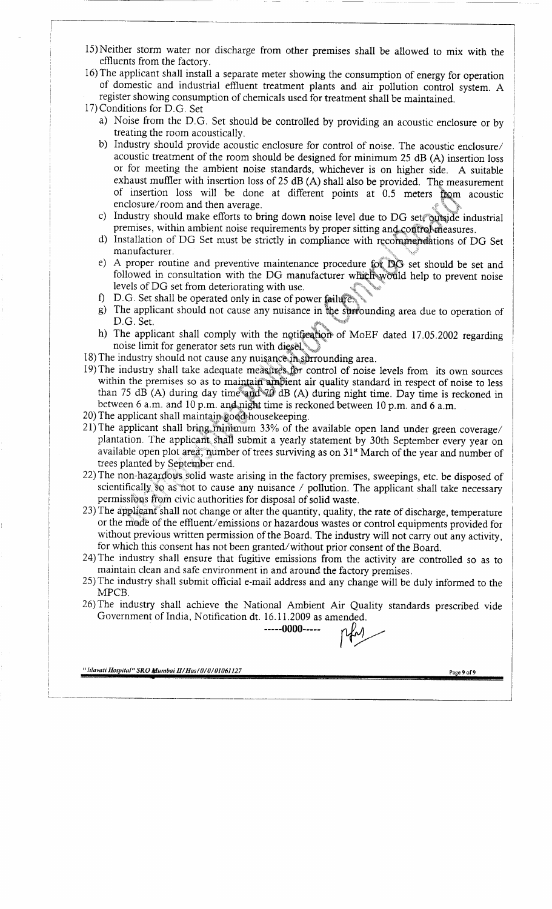15) Neither storm water nor discharge from other premises shall be allowed to mix with the effluents from the factory.

16) The applicant shall install a separate meter showing the consumption of energy for operation of domestic and industrial effluent treatment plants and air pollution control system. A register showing consumption of chemicals used for treatment shall be maintained.

17) Conditions for D.G. Set

   a) Noise from the D.G. Set should be controlled by providing an acoustic enclosure or by treating the room acoustically.

   b) Industry should provide acoustic enclosure for control of noise. The acoustic enclosure/ acoustic treatment of the room should be designed for minimum 25 dB (A) insertion loss or for meeting the ambient noise standards, whichever is on higher side. A suitable exhaust muffler with insertion loss of 25 dB (A) shall also be provided. The measurement of insertion loss will be done at different points at 0.5 meters from acoustic enclosure/room and then average.

   c) Industry should make efforts to bring down noise level due to DG set, outside industrial premises, within ambient noise requirements by proper sitting and control measures.

   d) Installation of DG Set must be strictly in compliance with recommendations of DG Set manufacturer.

   e) A proper routine and preventive maintenance procedure for DG set should be set and followed in consultation with the DG manufacturer which would help to prevent noise levels of DG set from deteriorating with use.

   f) D.G. Set shall be operated only in case of power failure.

   g) The applicant should not cause any nuisance in the surrounding area due to operation of D.G. Set.

   h) The applicant shall comply with the notification of MoEF dated 17.05.2002 regarding noise limit for generator sets run with diesel.

18) The industry should not cause any nuisance in surrounding area.

19) The industry shall take adequate measures for control of noise levels from its own sources within the premises so as to maintain ambient air quality standard in respect of noise to less than 75 dB (A) during day time and 70 dB (A) during night time. Day time is reckoned in between 6 a.m. and 10 p.m. and night time is reckoned between 10 p.m. and 6 a.m.

20) The applicant shall maintain good housekeeping.

21) The applicant shall bring minimum 33% of the available open land under green coverage/ plantation. The applicant shall submit a yearly statement by 30th September every year on available open plot area, number of trees surviving as on 31st March of the year and number of trees planted by September end.

22) The non-hazardous solid waste arising in the factory premises, sweepings, etc. be disposed of scientifically so as not to cause any nuisance / pollution. The applicant shall take necessary permissions from civic authorities for disposal of solid waste.

23) The applicant shall not change or alter the quantity, quality, the rate of discharge, temperature or the mode of the effluent/emissions or hazardous wastes or control equipments provided for without previous written permission of the Board. The industry will not carry out any activity, for which this consent has not been granted/without prior consent of the Board.

24) The industry shall ensure that fugitive emissions from the activity are controlled so as to maintain clean and safe environment in and around the factory premises.

25) The industry shall submit official e-mail address and any change will be duly informed to the MPCB.

26) The industry shall achieve the National Ambient Air Quality standards prescribed vide Government of India, Notification dt. 16.11.2009 as amended.

-----0000-----

*"lilavati Hospital" SRO Mumbai II/Hos/0/0/01061127*